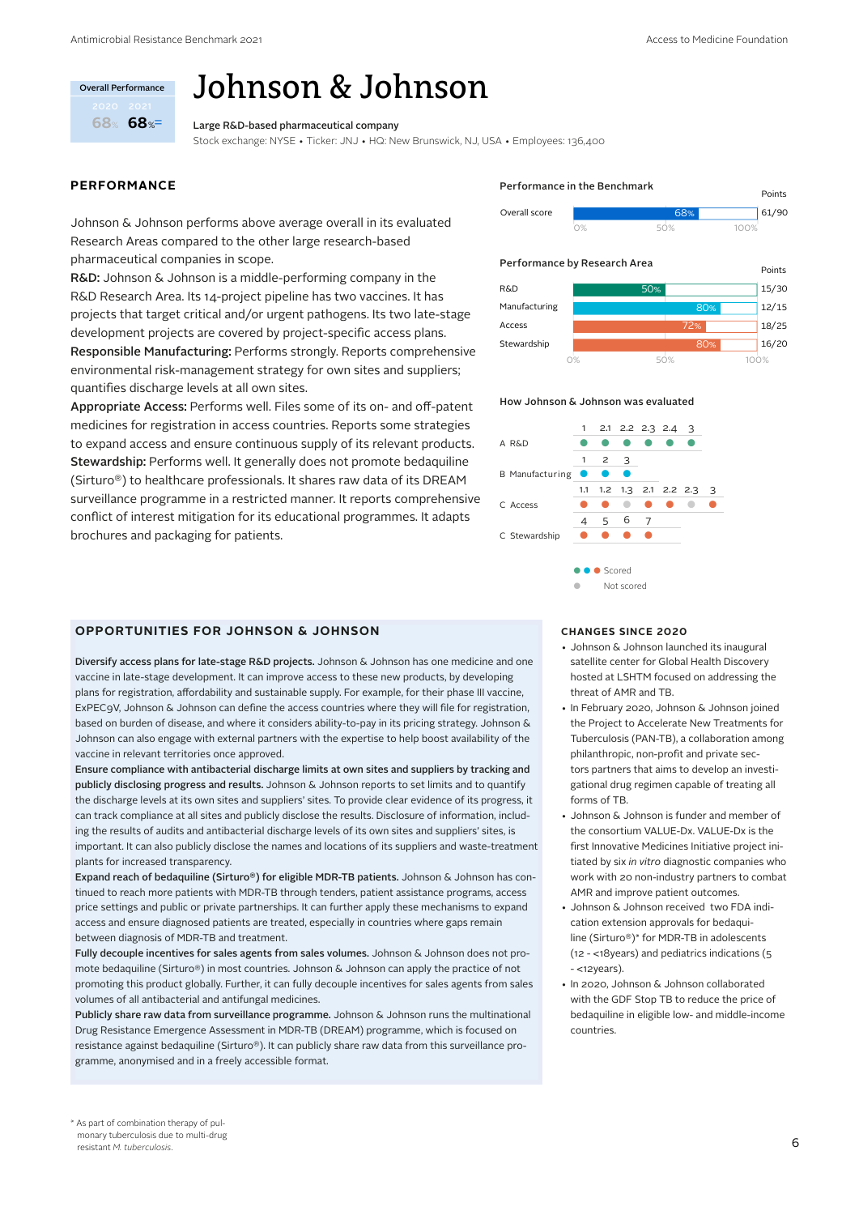Overall Performance

| 2020 | 2021 |
|---|---|
| 68% | 68%= |

# Johnson & Johnson

**Large R&D-based pharmaceutical company**

Stock exchange: NYSE • Ticker: JNJ • HQ: New Brunswick, NJ, USA • Employees: 136,400

## PERFORMANCE

Johnson & Johnson performs above average overall in its evaluated Research Areas compared to the other large research-based pharmaceutical companies in scope.

**R&D:** Johnson & Johnson is a middle-performing company in the R&D Research Area. Its 14-project pipeline has two vaccines. It has projects that target critical and/or urgent pathogens. Its two late-stage development projects are covered by project-specific access plans.

**Responsible Manufacturing:** Performs strongly. Reports comprehensive environmental risk-management strategy for own sites and suppliers; quantifies discharge levels at all own sites.

**Appropriate Access:** Performs well. Files some of its on- and off-patent medicines for registration in access countries. Reports some strategies to expand access and ensure continuous supply of its relevant products.

**Stewardship:** Performs well. It generally does not promote bedaquiline (Sirturo®) to healthcare professionals. It shares raw data of its DREAM surveillance programme in a restricted manner. It reports comprehensive conflict of interest mitigation for its educational programmes. It adapts brochures and packaging for patients.

### Performance in the Benchmark

| | Score | Points |
|---|---|---|
| Overall score | 68% | 61/90 |

### Performance by Research Area

| Research Area | Score | Points |
|---|---|---|
| R&D | 50% | 15/30 |
| Manufacturing | 80% | 12/15 |
| Access | 72% | 18/25 |
| Stewardship | 80% | 16/20 |

### How Johnson & Johnson was evaluated

A R&D: 1 ● 2.1 ● 2.2 ● 2.3 ● 2.4 ● 3 ● (all scored)

B Manufacturing: 1 ● 2 ● 3 ● (all scored)

C Access: 1.1 ● 1.2 ● 1.3 ○ 2.1 ● 2.2 ● 2.3 ○ 3 ● (1.3 and 2.3 not scored)

C Stewardship: 4 ● 5 ● 6 ● 7 ● (all scored)

● Scored ○ Not scored

## OPPORTUNITIES FOR JOHNSON & JOHNSON

**Diversify access plans for late-stage R&D projects.** Johnson & Johnson has one medicine and one vaccine in late-stage development. It can improve access to these new products, by developing plans for registration, affordability and sustainable supply. For example, for their phase III vaccine, ExPEC9V, Johnson & Johnson can define the access countries where they will file for registration, based on burden of disease, and where it considers ability-to-pay in its pricing strategy. Johnson & Johnson can also engage with external partners with the expertise to help boost availability of the vaccine in relevant territories once approved.

**Ensure compliance with antibacterial discharge limits at own sites and suppliers by tracking and publicly disclosing progress and results.** Johnson & Johnson reports to set limits and to quantify the discharge levels at its own sites and suppliers' sites. To provide clear evidence of its progress, it can track compliance at all sites and publicly disclose the results. Disclosure of information, including the results of audits and antibacterial discharge levels of its own sites and suppliers' sites, is important. It can also publicly disclose the names and locations of its suppliers and waste-treatment plants for increased transparency.

**Expand reach of bedaquiline (Sirturo®) for eligible MDR-TB patients.** Johnson & Johnson has continued to reach more patients with MDR-TB through tenders, patient assistance programs, access price settings and public or private partnerships. It can further apply these mechanisms to expand access and ensure diagnosed patients are treated, especially in countries where gaps remain between diagnosis of MDR-TB and treatment.

**Fully decouple incentives for sales agents from sales volumes.** Johnson & Johnson does not promote bedaquiline (Sirturo®) in most countries. Johnson & Johnson can apply the practice of not promoting this product globally. Further, it can fully decouple incentives for sales agents from sales volumes of all antibacterial and antifungal medicines.

**Publicly share raw data from surveillance programme.** Johnson & Johnson runs the multinational Drug Resistance Emergence Assessment in MDR-TB (DREAM) programme, which is focused on resistance against bedaquiline (Sirturo®). It can publicly share raw data from this surveillance programme, anonymised and in a freely accessible format.

## CHANGES SINCE 2020

- Johnson & Johnson launched its inaugural satellite center for Global Health Discovery hosted at LSHTM focused on addressing the threat of AMR and TB.
- In February 2020, Johnson & Johnson joined the Project to Accelerate New Treatments for Tuberculosis (PAN-TB), a collaboration among philanthropic, non-profit and private sectors partners that aims to develop an investigational drug regimen capable of treating all forms of TB.
- Johnson & Johnson is funder and member of the consortium VALUE-Dx. VALUE-Dx is the first Innovative Medicines Initiative project initiated by six *in vitro* diagnostic companies who work with 20 non-industry partners to combat AMR and improve patient outcomes.
- Johnson & Johnson received two FDA indication extension approvals for bedaquiline (Sirturo®)* for MDR-TB in adolescents (12 - <18years) and pediatrics indications (5 - <12years).
- In 2020, Johnson & Johnson collaborated with the GDF Stop TB to reduce the price of bedaquiline in eligible low- and middle-income countries.

\* As part of combination therapy of pulmonary tuberculosis due to multi-drug resistant *M. tuberculosis*.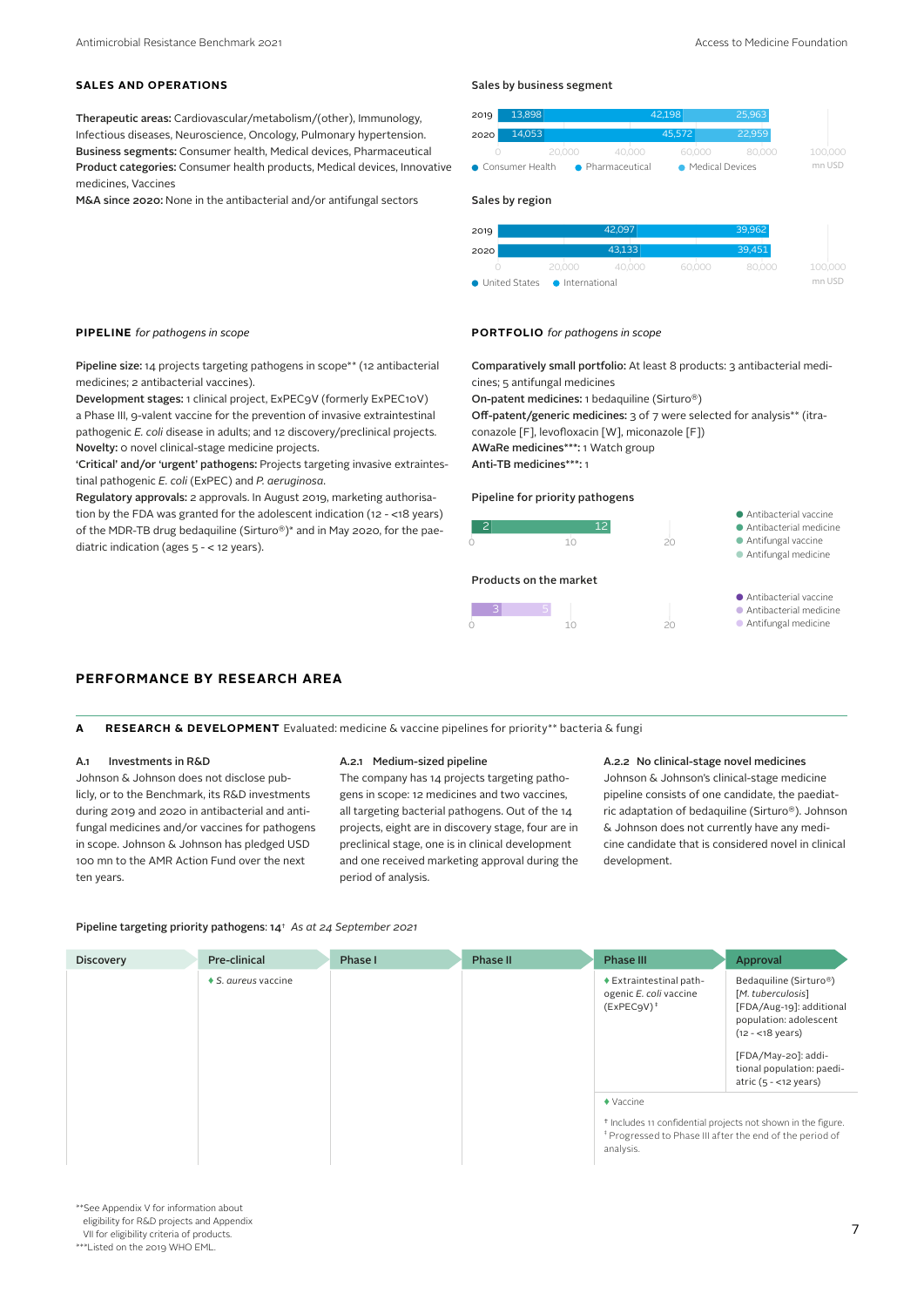## SALES AND OPERATIONS

**Therapeutic areas:** Cardiovascular/metabolism/(other), Immunology, Infectious diseases, Neuroscience, Oncology, Pulmonary hypertension.
**Business segments:** Consumer health, Medical devices, Pharmaceutical
**Product categories:** Consumer health products, Medical devices, Innovative medicines, Vaccines
**M&A since 2020:** None in the antibacterial and/or antifungal sectors

**Sales by business segment**

| | Consumer Health | Pharmaceutical | Medical Devices |
|---|---|---|---|
| 2019 | 13,898 | 42,198 | 25,963 |
| 2020 | 14,053 | 45,572 | 22,959 |

mn USD

**Sales by region**

| | United States | International |
|---|---|---|
| 2019 | 42,097 | 39,962 |
| 2020 | 43,133 | 39,451 |

mn USD

## PIPELINE *for pathogens in scope*

**Pipeline size:** 14 projects targeting pathogens in scope** (12 antibacterial medicines; 2 antibacterial vaccines).
**Development stages:** 1 clinical project, ExPEC9V (formerly ExPEC10V) a Phase III, 9-valent vaccine for the prevention of invasive extraintestinal pathogenic *E. coli* disease in adults; and 12 discovery/preclinical projects.
**Novelty:** 0 novel clinical-stage medicine projects.
**'Critical' and/or 'urgent' pathogens:** Projects targeting invasive extraintestinal pathogenic *E. coli* (ExPEC) and *P. aeruginosa*.
**Regulatory approvals:** 2 approvals. In August 2019, marketing authorisation by the FDA was granted for the adolescent indication (12 - <18 years) of the MDR-TB drug bedaquiline (Sirturo®)* and in May 2020, for the paediatric indication (ages 5 - < 12 years).

## PORTFOLIO *for pathogens in scope*

**Comparatively small portfolio:** At least 8 products: 3 antibacterial medicines; 5 antifungal medicines
**On-patent medicines:** 1 bedaquiline (Sirturo®)
**Off-patent/generic medicines:** 3 of 7 were selected for analysis** (itraconazole [F], levofloxacin [W], miconazole [F])
**AWaRe medicines***:** 1 Watch group
**Anti-TB medicines***:** 1

**Pipeline for priority pathogens**

| Antibacterial vaccine | Antibacterial medicine | Antifungal vaccine | Antifungal medicine |
|---|---|---|---|
| 2 | 12 | | |

**Products on the market**

| Antibacterial vaccine | Antibacterial medicine | Antifungal medicine |
|---|---|---|
| | 3 | 5 |

## PERFORMANCE BY RESEARCH AREA

**A RESEARCH & DEVELOPMENT** Evaluated: medicine & vaccine pipelines for priority** bacteria & fungi

### A.1 Investments in R&D

Johnson & Johnson does not disclose publicly, or to the Benchmark, its R&D investments during 2019 and 2020 in antibacterial and antifungal medicines and/or vaccines for pathogens in scope. Johnson & Johnson has pledged USD 100 mn to the AMR Action Fund over the next ten years.

### A.2.1 Medium-sized pipeline

The company has 14 projects targeting pathogens in scope: 12 medicines and two vaccines, all targeting bacterial pathogens. Out of the 14 projects, eight are in discovery stage, four are in preclinical stage, one is in clinical development and one received marketing approval during the period of analysis.

### A.2.2 No clinical-stage novel medicines

Johnson & Johnson's clinical-stage medicine pipeline consists of one candidate, the paediatric adaptation of bedaquiline (Sirturo®). Johnson & Johnson does not currently have any medicine candidate that is considered novel in clinical development.

**Pipeline targeting priority pathogens: 14[†]** *As at 24 September 2021*

| Discovery | Pre-clinical | Phase I | Phase II | Phase III | Approval |
|---|---|---|---|---|---|
| | ♦ *S. aureus* vaccine | | | ♦ Extraintestinal pathogenic *E. coli* vaccine (ExPEC9V)[‡] | Bedaquiline (Sirturo®) [*M. tuberculosis*] [FDA/Aug-19]: additional population: adolescent (12 - <18 years)<br><br>[FDA/May-20]: additional population: paediatric (5 - <12 years) |

♦ Vaccine

[†] Includes 11 confidential projects not shown in the figure.
[‡] Progressed to Phase III after the end of the period of analysis.

**See Appendix V for information about eligibility for R&D projects and Appendix VII for eligibility criteria of products.
***Listed on the 2019 WHO EML.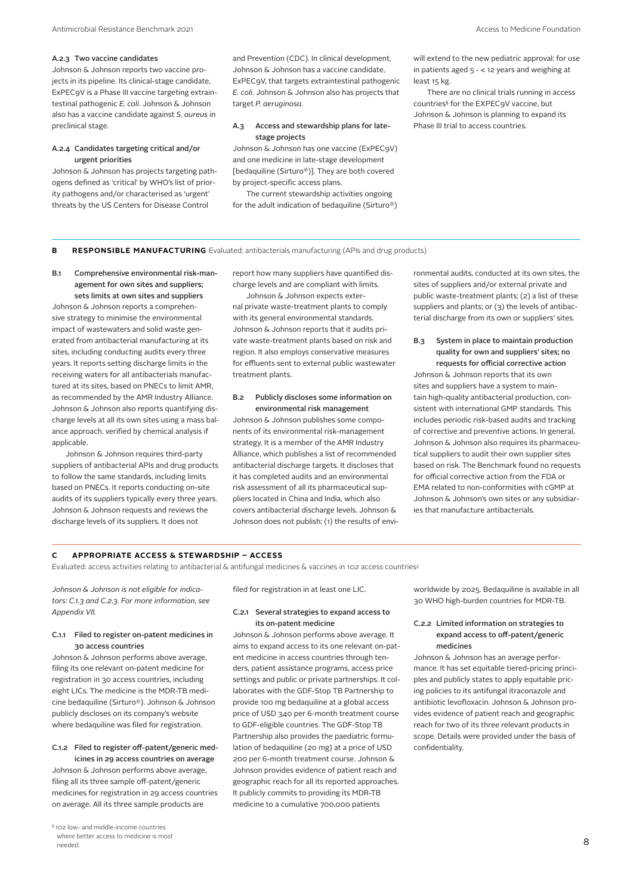#### A.2.3 Two vaccine candidates

Johnson & Johnson reports two vaccine projects in its pipeline. Its clinical-stage candidate, ExPEC9V is a Phase III vaccine targeting extraintestinal pathogenic *E. coli*. Johnson & Johnson also has a vaccine candidate against *S. aureus* in preclinical stage.

#### A.2.4 Candidates targeting critical and/or urgent priorities

Johnson & Johnson has projects targeting pathogens defined as 'critical' by WHO's list of priority pathogens and/or characterised as 'urgent' threats by the US Centers for Disease Control and Prevention (CDC). In clinical development, Johnson & Johnson has a vaccine candidate, ExPEC9V, that targets extraintestinal pathogenic *E. coli*. Johnson & Johnson also has projects that target *P. aeruginosa*.

#### A.3 Access and stewardship plans for late-stage projects

Johnson & Johnson has one vaccine (ExPEC9V) and one medicine in late-stage development [bedaquiline (Sirturo®)]. They are both covered by project-specific access plans.

The current stewardship activities ongoing for the adult indication of bedaquiline (Sirturo®) will extend to the new pediatric approval: for use in patients aged 5 - < 12 years and weighing at least 15 kg.

There are no clinical trials running in access countries§ for the EXPEC9V vaccine, but Johnson & Johnson is planning to expand its Phase III trial to access countries.

## B RESPONSIBLE MANUFACTURING Evaluated: antibacterials manufacturing (APIs and drug products)

#### B.1 Comprehensive environmental risk-management for own sites and suppliers; sets limits at own sites and suppliers

Johnson & Johnson reports a comprehensive strategy to minimise the environmental impact of wastewaters and solid waste generated from antibacterial manufacturing at its sites, including conducting audits every three years. It reports setting discharge limits in the receiving waters for all antibacterials manufactured at its sites, based on PNECs to limit AMR, as recommended by the AMR Industry Alliance. Johnson & Johnson also reports quantifying discharge levels at all its own sites using a mass balance approach, verified by chemical analysis if applicable.

Johnson & Johnson requires third-party suppliers of antibacterial APIs and drug products to follow the same standards, including limits based on PNECs. It reports conducting on-site audits of its suppliers typically every three years. Johnson & Johnson requests and reviews the discharge levels of its suppliers. It does not report how many suppliers have quantified discharge levels and are compliant with limits.

Johnson & Johnson expects external private waste-treatment plants to comply with its general environmental standards. Johnson & Johnson reports that it audits private waste-treatment plants based on risk and region. It also employs conservative measures for effluents sent to external public wastewater treatment plants.

#### B.2 Publicly discloses some information on environmental risk management

Johnson & Johnson publishes some components of its environmental risk-management strategy. It is a member of the AMR Industry Alliance, which publishes a list of recommended antibacterial discharge targets. It discloses that it has completed audits and an environmental risk assessment of all its pharmaceutical suppliers located in China and India, which also covers antibacterial discharge levels. Johnson & Johnson does not publish: (1) the results of environmental audits, conducted at its own sites, the sites of suppliers and/or external private and public waste-treatment plants; (2) a list of these suppliers and plants; or (3) the levels of antibacterial discharge from its own or suppliers' sites.

#### B.3 System in place to maintain production quality for own and suppliers' sites; no requests for official corrective action

Johnson & Johnson reports that its own sites and suppliers have a system to maintain high-quality antibacterial production, consistent with international GMP standards. This includes periodic risk-based audits and tracking of corrective and preventive actions. In general, Johnson & Johnson also requires its pharmaceutical suppliers to audit their own supplier sites based on risk. The Benchmark found no requests for official corrective action from the FDA or EMA related to non-conformities with cGMP at Johnson & Johnson's own sites or any subsidiaries that manufacture antibacterials.

## C APPROPRIATE ACCESS & STEWARDSHIP – ACCESS

Evaluated: access activities relating to antibacterial & antifungal medicines & vaccines in 102 access countries§

*Johnson & Johnson is not eligible for indicators: C.1.3 and C.2.3. For more information, see Appendix VII.*

#### C.1.1 Filed to register on-patent medicines in 30 access countries

Johnson & Johnson performs above average, filing its one relevant on-patent medicine for registration in 30 access countries, including eight LICs. The medicine is the MDR-TB medicine bedaquiline (Sirturo®). Johnson & Johnson publicly discloses on its company's website where bedaquiline was filed for registration.

#### C.1.2 Filed to register off-patent/generic medicines in 29 access countries on average

Johnson & Johnson performs above average, filing all its three sample off-patent/generic medicines for registration in 29 access countries on average. All its three sample products are filed for registration in at least one LIC.

#### C.2.1 Several strategies to expand access to its on-patent medicine

Johnson & Johnson performs above average. It aims to expand access to its one relevant on-patent medicine in access countries through tenders, patient assistance programs, access price settings and public or private partnerships. It collaborates with the GDF-Stop TB Partnership to provide 100 mg bedaquiline at a global access price of USD 340 per 6-month treatment course to GDF-eligible countries. The GDF-Stop TB Partnership also provides the paediatric formulation of bedaquiline (20 mg) at a price of USD 200 per 6-month treatment course. Johnson & Johnson provides evidence of patient reach and geographic reach for all its reported approaches. It publicly commits to providing its MDR-TB medicine to a cumulative 700,000 patients worldwide by 2025. Bedaquiline is available in all 30 WHO high-burden countries for MDR-TB.

#### C.2.2 Limited information on strategies to expand access to off-patent/generic medicines

Johnson & Johnson has an average performance. It has set equitable tiered-pricing principles and publicly states to apply equitable pricing policies to its antifungal itraconazole and antibiotic levofloxacin. Johnson & Johnson provides evidence of patient reach and geographic reach for two of its three relevant products in scope. Details were provided under the basis of confidentiality.

§ 102 low- and middle-income countries where better access to medicine is most needed.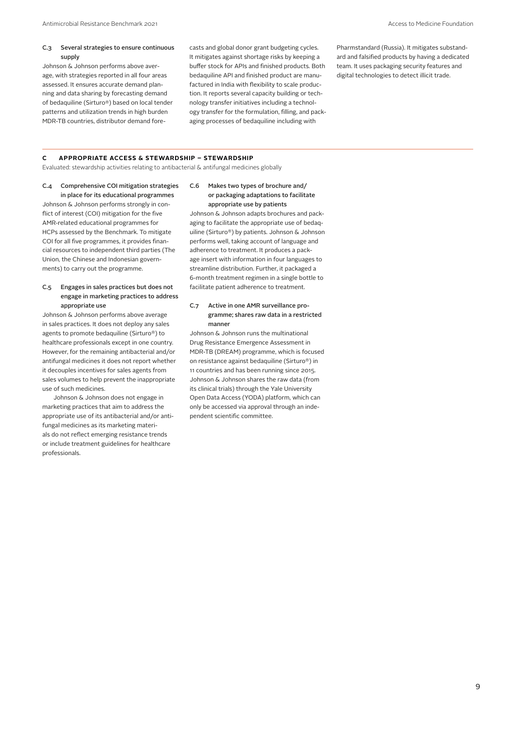### C.3 Several strategies to ensure continuous supply

Johnson & Johnson performs above average, with strategies reported in all four areas assessed. It ensures accurate demand planning and data sharing by forecasting demand of bedaquiline (Sirturo®) based on local tender patterns and utilization trends in high burden MDR-TB countries, distributor demand forecasts and global donor grant budgeting cycles. It mitigates against shortage risks by keeping a buffer stock for APIs and finished products. Both bedaquiline API and finished product are manufactured in India with flexibility to scale production. It reports several capacity building or technology transfer initiatives including a technology transfer for the formulation, filling, and packaging processes of bedaquiline including with Pharmstandard (Russia). It mitigates substandard and falsified products by having a dedicated team. It uses packaging security features and digital technologies to detect illicit trade.

## C APPROPRIATE ACCESS & STEWARDSHIP – STEWARDSHIP

Evaluated: stewardship activities relating to antibacterial & antifungal medicines globally

### C.4 Comprehensive COI mitigation strategies in place for its educational programmes

Johnson & Johnson performs strongly in conflict of interest (COI) mitigation for the five AMR-related educational programmes for HCPs assessed by the Benchmark. To mitigate COI for all five programmes, it provides financial resources to independent third parties (The Union, the Chinese and Indonesian governments) to carry out the programme.

### C.5 Engages in sales practices but does not engage in marketing practices to address appropriate use

Johnson & Johnson performs above average in sales practices. It does not deploy any sales agents to promote bedaquiline (Sirturo®) to healthcare professionals except in one country. However, for the remaining antibacterial and/or antifungal medicines it does not report whether it decouples incentives for sales agents from sales volumes to help prevent the inappropriate use of such medicines.

Johnson & Johnson does not engage in marketing practices that aim to address the appropriate use of its antibacterial and/or antifungal medicines as its marketing materials do not reflect emerging resistance trends or include treatment guidelines for healthcare professionals.

### C.6 Makes two types of brochure and/or packaging adaptations to facilitate appropriate use by patients

Johnson & Johnson adapts brochures and packaging to facilitate the appropriate use of bedaquiline (Sirturo®) by patients. Johnson & Johnson performs well, taking account of language and adherence to treatment. It produces a package insert with information in four languages to streamline distribution. Further, it packaged a 6-month treatment regimen in a single bottle to facilitate patient adherence to treatment.

### C.7 Active in one AMR surveillance programme; shares raw data in a restricted manner

Johnson & Johnson runs the multinational Drug Resistance Emergence Assessment in MDR-TB (DREAM) programme, which is focused on resistance against bedaquiline (Sirturo®) in 11 countries and has been running since 2015. Johnson & Johnson shares the raw data (from its clinical trials) through the Yale University Open Data Access (YODA) platform, which can only be accessed via approval through an independent scientific committee.